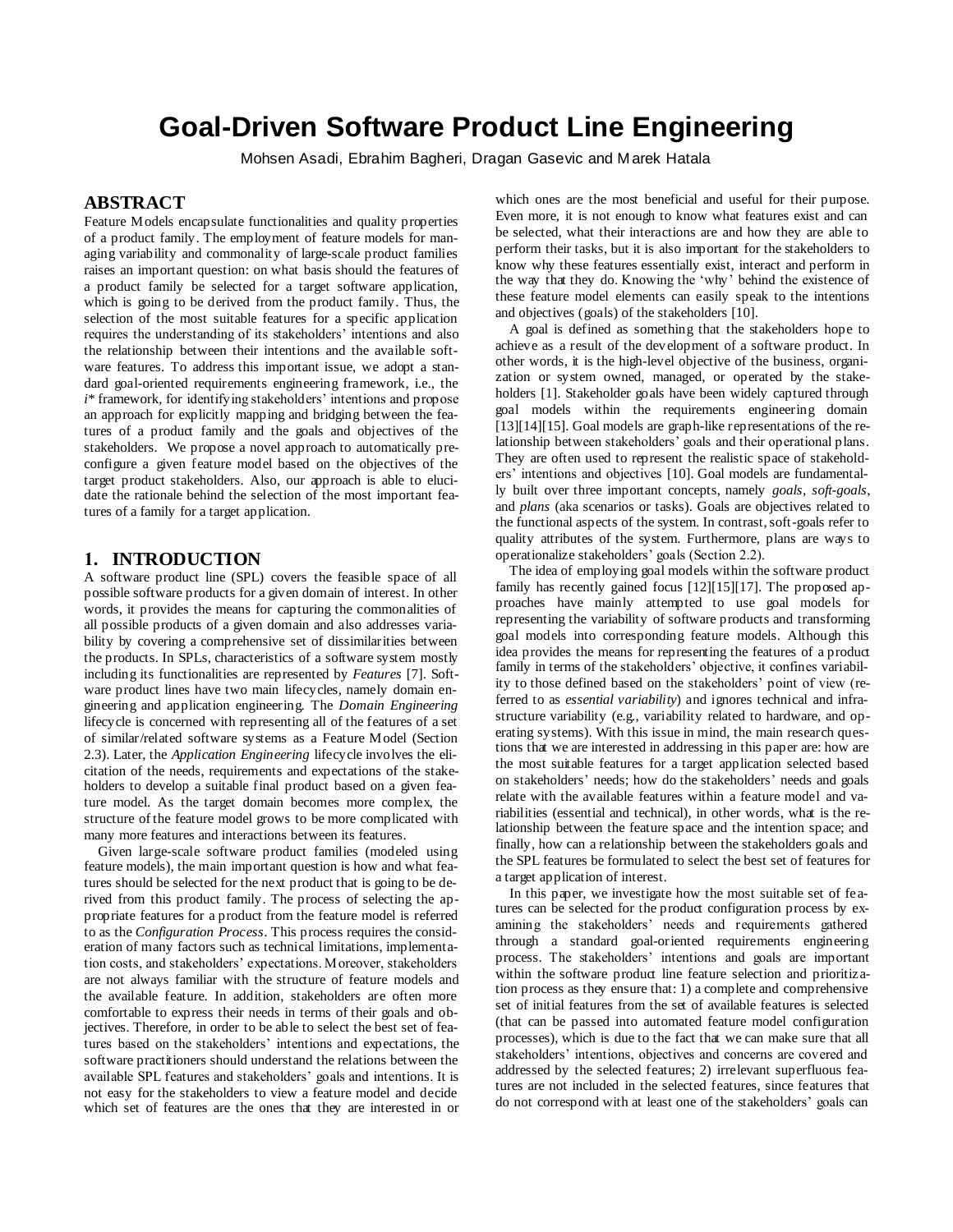# Goal-Driven Software Product Line Engineering

Mohsen Asadi, Ebrahim Bagheri, Dragan Gasevic and Marek Hatala

## ABSTRACT

Feature Models encapsulate functionalities and quality properties of a product family. The employment of feature models for managing variability and commonality of large-scale product families raises an important question: on what basis should the features of a product family be selected for a target software application, which is going to be derived from the product family. Thus, the selection of the most suitable features for a specific application requires the understanding of its stakeholders' intentions and also the relationship between their intentions and the available software features. To address this important issue, we adopt a standard goal-oriented requirements engineering framework, i.e., the *i\** framework, for identifying stakeholders' intentions and propose an approach for explicitly mapping and bridging between the features of a product family and the goals and objectives of the stakeholders. We propose a novel approach to automatically preconfigure a given feature model based on the objectives of the target product stakeholders. Also, our approach is able to elucidate the rationale behind the selection of the most important features of a family for a target application.

## 1. INTRODUCTION

A software product line (SPL) covers the feasible space of all possible software products for a given domain of interest. In other words, it provides the means for capturing the commonalities of all possible products of a given domain and also addresses variability by covering a comprehensive set of dissimilarities between the products. In SPLs, characteristics of a software system mostly including its functionalities are represented by *Features* [7]. Software product lines have two main lifecycles, namely domain engineering and application engineering. The *Domain Engineering* lifecycle is concerned with representing all of the features of a set of similar/related software systems as a Feature Model (Section 2.3). Later, the *Application Engineering* lifecycle involves the elicitation of the needs, requirements and expectations of the stakeholders to develop a suitable final product based on a given feature model. As the target domain becomes more complex, the structure of the feature model grows to be more complicated with many more features and interactions between its features.

Given large-scale software product families (modeled using feature models), the main important question is how and what features should be selected for the next product that is going to be derived from this product family. The process of selecting the appropriate features for a product from the feature model is referred to as the *Configuration Process*. This process requires the consideration of many factors such as technical limitations, implementation costs, and stakeholders' expectations. Moreover, stakeholders are not always familiar with the structure of feature models and the available feature. In addition, stakeholders are often more comfortable to express their needs in terms of their goals and objectives. Therefore, in order to be able to select the best set of features based on the stakeholders' intentions and expectations, the software practitioners should understand the relations between the available SPL features and stakeholders' goals and intentions. It is not easy for the stakeholders to view a feature model and decide which set of features are the ones that they are interested in or which ones are the most beneficial and useful for their purpose. Even more, it is not enough to know what features exist and can be selected, what their interactions are and how they are able to perform their tasks, but it is also important for the stakeholders to know why these features essentially exist, interact and perform in the way that they do. Knowing the 'why' behind the existence of these feature model elements can easily speak to the intentions and objectives (goals) of the stakeholders [10].

A goal is defined as something that the stakeholders hope to achieve as a result of the development of a software product. In other words, it is the high-level objective of the business, organization or system owned, managed, or operated by the stakeholders [1]. Stakeholder goals have been widely captured through goal models within the requirements engineering domain [13][14][15]. Goal models are graph-like representations of the relationship between stakeholders' goals and their operational plans. They are often used to represent the realistic space of stakeholders' intentions and objectives [10]. Goal models are fundamentally built over three important concepts, namely *goals*, *soft-goals*, and *plans* (aka scenarios or tasks). Goals are objectives related to the functional aspects of the system. In contrast, soft-goals refer to quality attributes of the system. Furthermore, plans are ways to operationalize stakeholders' goals (Section 2.2).

The idea of employing goal models within the software product family has recently gained focus [12][15][17]. The proposed approaches have mainly attempted to use goal models for representing the variability of software products and transforming goal models into corresponding feature models. Although this idea provides the means for representing the features of a product family in terms of the stakeholders' objective, it confines variability to those defined based on the stakeholders' point of view (referred to as *essential variability*) and ignores technical and infrastructure variability (e.g., variability related to hardware, and operating systems). With this issue in mind, the main research questions that we are interested in addressing in this paper are: how are the most suitable features for a target application selected based on stakeholders' needs; how do the stakeholders' needs and goals relate with the available features within a feature model and variabilities (essential and technical), in other words, what is the relationship between the feature space and the intention space; and finally, how can a relationship between the stakeholders goals and the SPL features be formulated to select the best set of features for a target application of interest.

In this paper, we investigate how the most suitable set of features can be selected for the product configuration process by examining the stakeholders' needs and requirements gathered through a standard goal-oriented requirements engineering process. The stakeholders' intentions and goals are important within the software product line feature selection and prioritization process as they ensure that: 1) a complete and comprehensive set of initial features from the set of available features is selected (that can be passed into automated feature model configuration processes), which is due to the fact that we can make sure that all stakeholders' intentions, objectives and concerns are covered and addressed by the selected features; 2) irrelevant superfluous features are not included in the selected features, since features that do not correspond with at least one of the stakeholders' goals can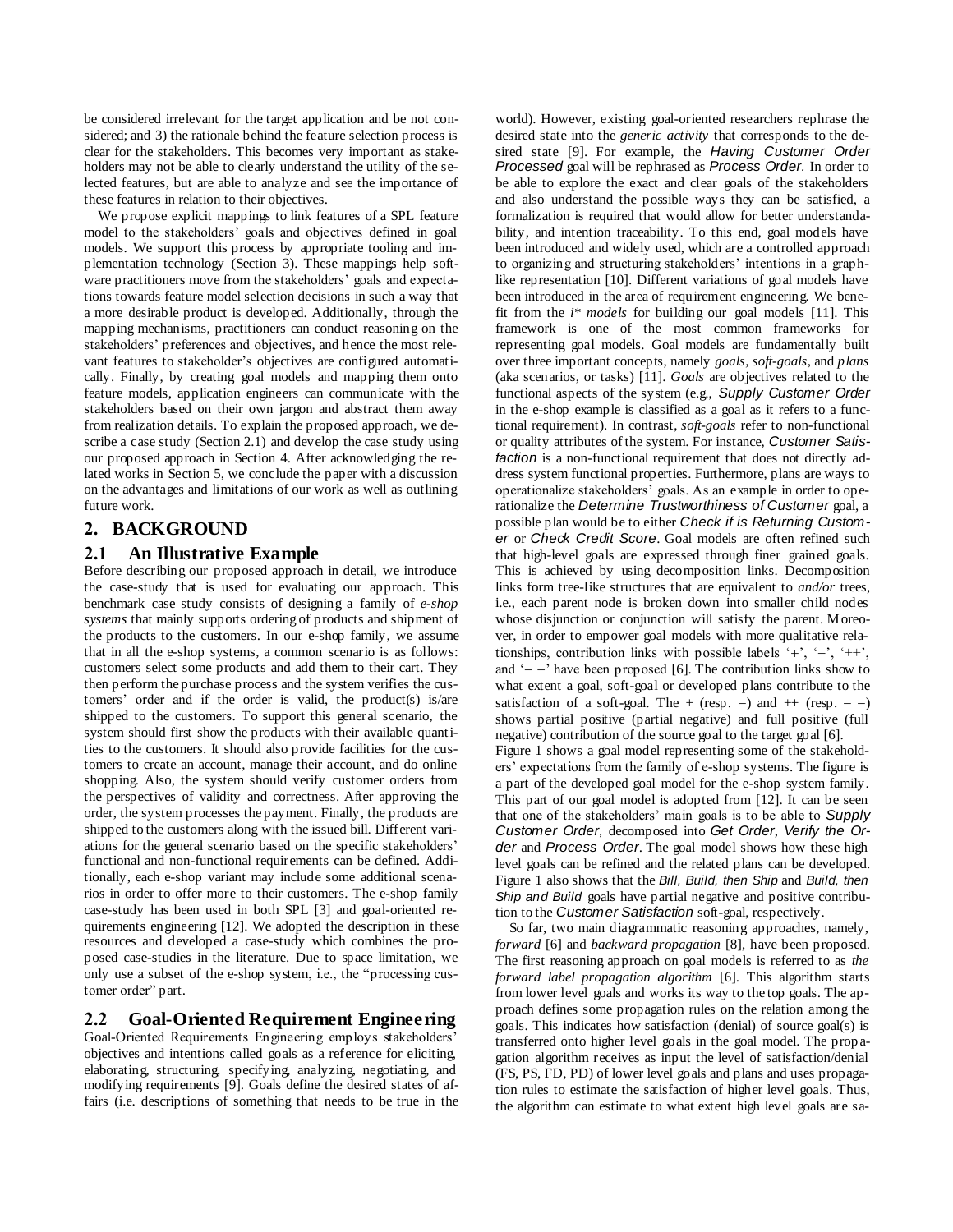be considered irrelevant for the target application and be not considered; and 3) the rationale behind the feature selection process is clear for the stakeholders. This becomes very important as stakeholders may not be able to clearly understand the utility of the selected features, but are able to analyze and see the importance of these features in relation to their objectives.

We propose explicit mappings to link features of a SPL feature model to the stakeholders' goals and objectives defined in goal models. We support this process by appropriate tooling and implementation technology (Section 3). These mappings help software practitioners move from the stakeholders' goals and expectations towards feature model selection decisions in such a way that a more desirable product is developed. Additionally, through the mapping mechanisms, practitioners can conduct reasoning on the stakeholders' preferences and objectives, and hence the most relevant features to stakeholder's objectives are configured automatically. Finally, by creating goal models and mapping them onto feature models, application engineers can communicate with the stakeholders based on their own jargon and abstract them away from realization details. To explain the proposed approach, we describe a case study (Section 2.1) and develop the case study using our proposed approach in Section 4. After acknowledging the related works in Section 5, we conclude the paper with a discussion on the advantages and limitations of our work as well as outlining future work.

# 2. BACKGROUND

## 2.1 An Illustrative Example

Before describing our proposed approach in detail, we introduce the case-study that is used for evaluating our approach. This benchmark case study consists of designing a family of *e-shop systems* that mainly supports ordering of products and shipment of the products to the customers. In our e-shop family, we assume that in all the e-shop systems, a common scenario is as follows: customers select some products and add them to their cart. They then perform the purchase process and the system verifies the customers' order and if the order is valid, the product(s) is/are shipped to the customers. To support this general scenario, the system should first show the products with their available quantities to the customers. It should also provide facilities for the customers to create an account, manage their account, and do online shopping. Also, the system should verify customer orders from the perspectives of validity and correctness. After approving the order, the system processes the payment. Finally, the products are shipped to the customers along with the issued bill. Different variations for the general scenario based on the specific stakeholders' functional and non-functional requirements can be defined. Additionally, each e-shop variant may include some additional scenarios in order to offer more to their customers. The e-shop family case-study has been used in both SPL [3] and goal-oriented requirements engineering [12]. We adopted the description in these resources and developed a case-study which combines the proposed case-studies in the literature. Due to space limitation, we only use a subset of the e-shop system, i.e., the "processing customer order" part.

## 2.2 Goal-Oriented Requirement Engineering

Goal-Oriented Requirements Engineering employs stakeholders' objectives and intentions called goals as a reference for eliciting, elaborating, structuring, specifying, analyzing, negotiating, and modifying requirements [9]. Goals define the desired states of affairs (i.e. descriptions of something that needs to be true in the world). However, existing goal-oriented researchers rephrase the desired state into the *generic activity* that corresponds to the desired state [9]. For example, the *Having Customer Order Processed* goal will be rephrased as *Process Order.* In order to be able to explore the exact and clear goals of the stakeholders and also understand the possible ways they can be satisfied, a formalization is required that would allow for better understandability, and intention traceability. To this end, goal models have been introduced and widely used, which are a controlled approach to organizing and structuring stakeholders' intentions in a graph-like representation [10]. Different variations of goal models have been introduced in the area of requirement engineering. We benefit from the *i\* models* for building our goal models [11]. This framework is one of the most common frameworks for representing goal models. Goal models are fundamentally built over three important concepts, namely *goals*, *soft-goals*, and *plans* (aka scenarios, or tasks) [11]. *Goals* are objectives related to the functional aspects of the system (e.g., *Supply Customer Order* in the e-shop example is classified as a goal as it refers to a functional requirement). In contrast, *soft-goals* refer to non-functional or quality attributes of the system. For instance, *Customer Satisfaction* is a non-functional requirement that does not directly address system functional properties. Furthermore, plans are ways to operationalize stakeholders' goals. As an example in order to operationalize the *Determine Trustworthiness of Customer* goal, a possible plan would be to either *Check if is Returning Customer* or *Check Credit Score*. Goal models are often refined such that high-level goals are expressed through finer grained goals. This is achieved by using decomposition links. Decomposition links form tree-like structures that are equivalent to *and/or* trees, i.e., each parent node is broken down into smaller child nodes whose disjunction or conjunction will satisfy the parent. Moreover, in order to empower goal models with more qualitative relationships, contribution links with possible labels '+', '−', '++', and '− −' have been proposed [6]. The contribution links show to what extent a goal, soft-goal or developed plans contribute to the satisfaction of a soft-goal. The + (resp. −) and ++ (resp. − −) shows partial positive (partial negative) and full positive (full negative) contribution of the source goal to the target goal [6].

Figure 1 shows a goal model representing some of the stakeholders' expectations from the family of e-shop systems. The figure is a part of the developed goal model for the e-shop system family. This part of our goal model is adopted from [12]. It can be seen that one of the stakeholders' main goals is to be able to *Supply Customer Order,* decomposed into *Get Order*, *Verify the Order* and *Process Order*. The goal model shows how these high level goals can be refined and the related plans can be developed. Figure 1 also shows that the *Bill, Build, then Ship* and *Build, then Ship and Build* goals have partial negative and positive contribution to the *Customer Satisfaction* soft-goal, respectively.

So far, two main diagrammatic reasoning approaches, namely, *forward* [6] and *backward propagation* [8], have been proposed. The first reasoning approach on goal models is referred to as *the forward label propagation algorithm* [6]. This algorithm starts from lower level goals and works its way to the top goals. The approach defines some propagation rules on the relation among the goals. This indicates how satisfaction (denial) of source goal(s) is transferred onto higher level goals in the goal model. The propagation algorithm receives as input the level of satisfaction/denial (FS, PS, FD, PD) of lower level goals and plans and uses propagation rules to estimate the satisfaction of higher level goals. Thus, the algorithm can estimate to what extent high level goals are sa-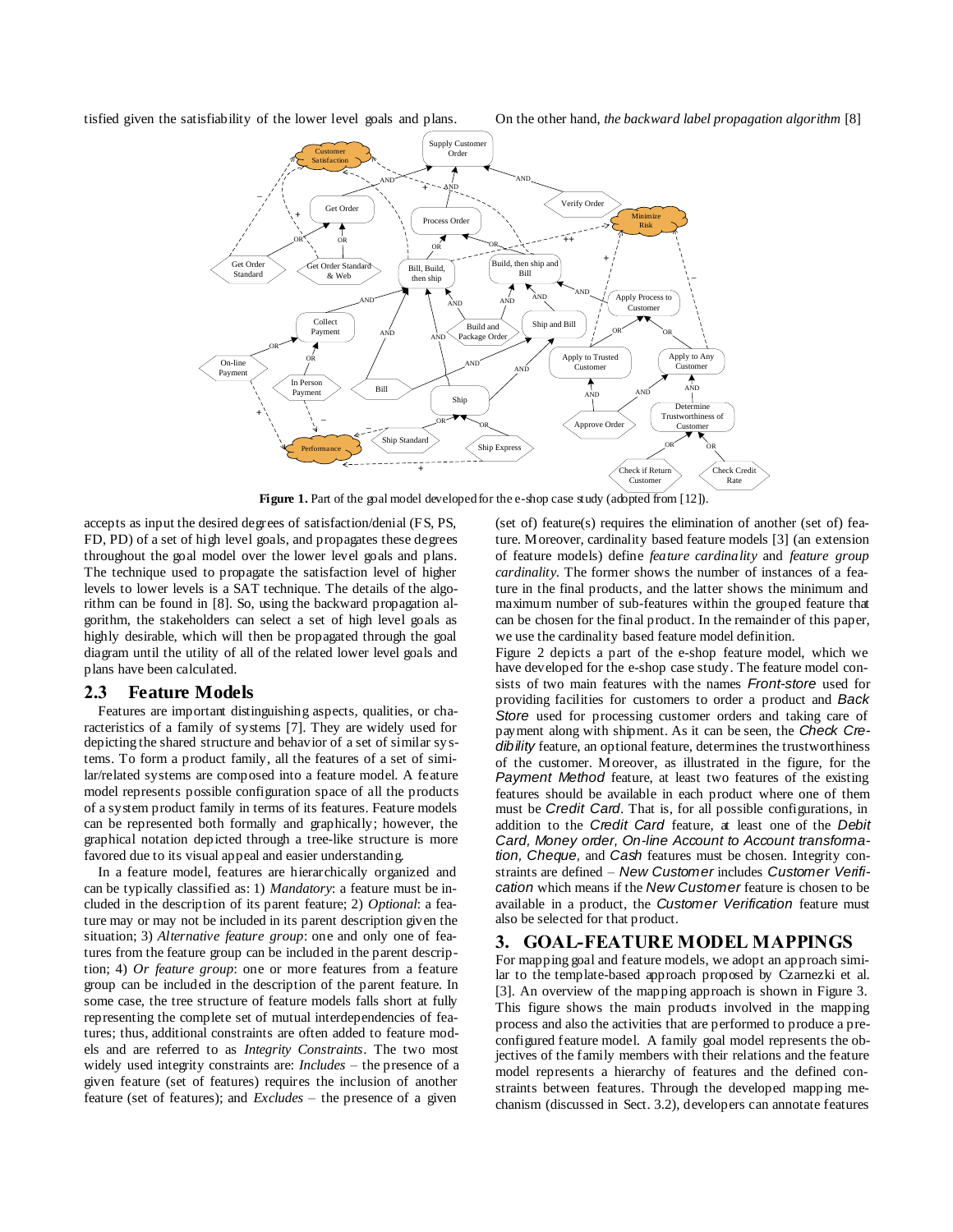tisfied given the satisfiability of the lower level goals and plans.

On the other hand, *the backward label propagation algorithm* [8] accepts as input the desired degrees of satisfaction/denial (FS, PS, FD, PD) of a set of high level goals, and propagates these degrees throughout the goal model over the lower level goals and plans. The technique used to propagate the satisfaction level of higher levels to lower levels is a SAT technique. The details of the algorithm can be found in [8]. So, using the backward propagation algorithm, the stakeholders can select a set of high level goals as highly desirable, which will then be propagated through the goal diagram until the utility of all of the related lower level goals and plans have been calculated.

**Figure 1.** Part of the goal model developed for the e-shop case study (adopted from [12]).

## 2.3 Feature Models

Features are important distinguishing aspects, qualities, or characteristics of a family of systems [7]. They are widely used for depicting the shared structure and behavior of a set of similar systems. To form a product family, all the features of a set of similar/related systems are composed into a feature model. A feature model represents possible configuration space of all the products of a system product family in terms of its features. Feature models can be represented both formally and graphically; however, the graphical notation depicted through a tree-like structure is more favored due to its visual appeal and easier understanding.

In a feature model, features are hierarchically organized and can be typically classified as: 1) *Mandatory*: a feature must be included in the description of its parent feature; 2) *Optional*: a feature may or may not be included in its parent description given the situation; 3) *Alternative feature group*: one and only one of features from the feature group can be included in the parent description; 4) *Or feature group*: one or more features from a feature group can be included in the description of the parent feature. In some case, the tree structure of feature models falls short at fully representing the complete set of mutual interdependencies of features; thus, additional constraints are often added to feature models and are referred to as *Integrity Constraints*. The two most widely used integrity constraints are: *Includes* – the presence of a given feature (set of features) requires the inclusion of another feature (set of features); and *Excludes* – the presence of a given (set of) feature(s) requires the elimination of another (set of) feature. Moreover, cardinality based feature models [3] (an extension of feature models) define *feature cardinality* and *feature group cardinality*. The former shows the number of instances of a feature in the final products, and the latter shows the minimum and maximum number of sub-features within the grouped feature that can be chosen for the final product. In the remainder of this paper, we use the cardinality based feature model definition.

Figure 2 depicts a part of the e-shop feature model, which we have developed for the e-shop case study. The feature model consists of two main features with the names *Front-store* used for providing facilities for customers to order a product and *Back Store* used for processing customer orders and taking care of payment along with shipment. As it can be seen, the *Check Credibility* feature, an optional feature, determines the trustworthiness of the customer. Moreover, as illustrated in the figure, for the *Payment Method* feature, at least two features of the existing features should be available in each product where one of them must be *Credit Card*. That is, for all possible configurations, in addition to the *Credit Card* feature, at least one of the *Debit Card, Money order, On-line Account to Account transformation, Cheque,* and *Cash* features must be chosen. Integrity constraints are defined – *New Customer* includes *Customer Verification* which means if the *New Customer* feature is chosen to be available in a product, the *Customer Verification* feature must also be selected for that product.

# 3. GOAL-FEATURE MODEL MAPPINGS

For mapping goal and feature models, we adopt an approach similar to the template-based approach proposed by Czarnezki et al. [3]. An overview of the mapping approach is shown in Figure 3. This figure shows the main products involved in the mapping process and also the activities that are performed to produce a preconfigured feature model. A family goal model represents the objectives of the family members with their relations and the feature model represents a hierarchy of features and the defined constraints between features. Through the developed mapping mechanism (discussed in Sect. 3.2), developers can annotate features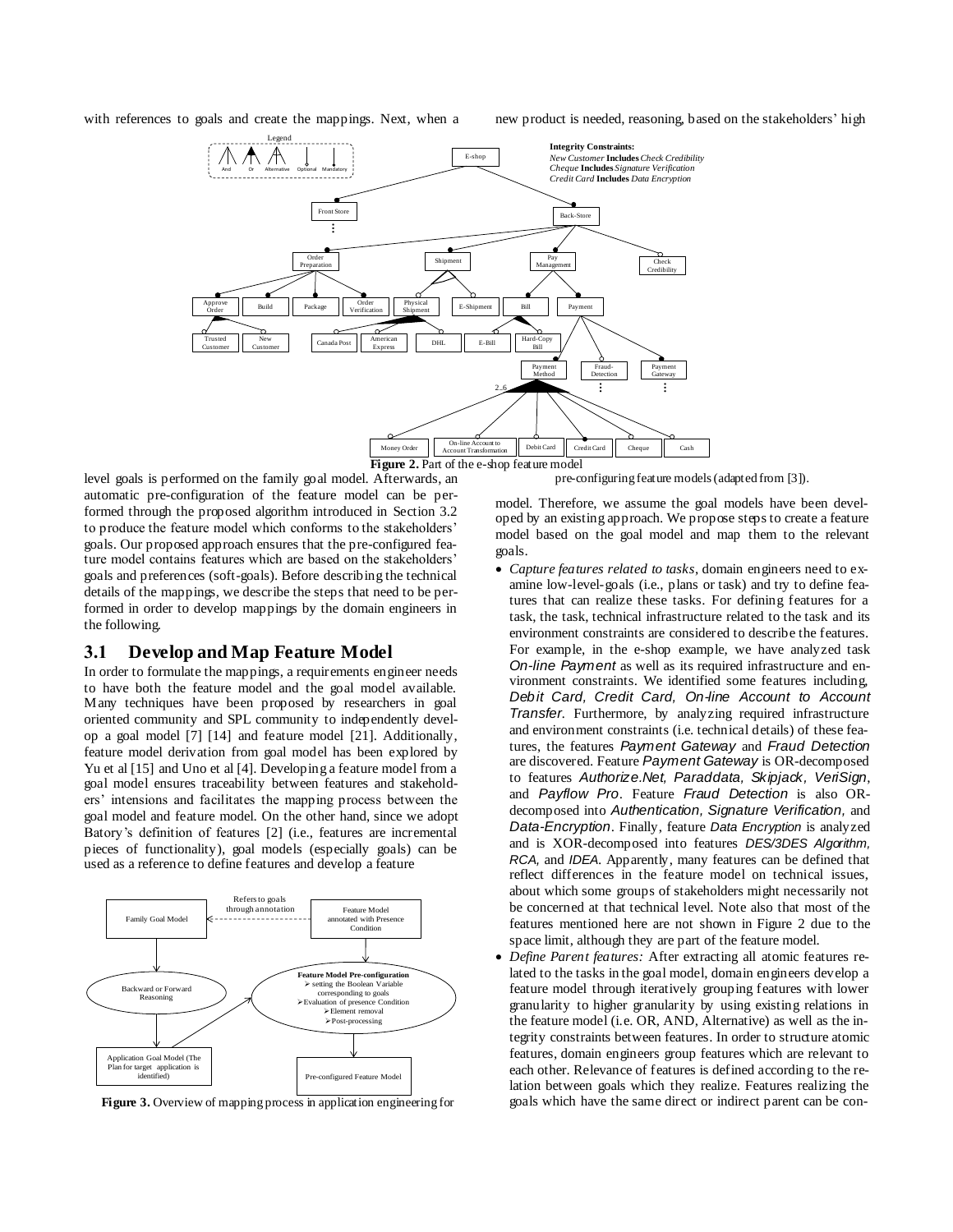with references to goals and create the mappings. Next, when a new product is needed, reasoning, based on the stakeholders' high level goals is performed on the family goal model. Afterwards, an automatic pre-configuration of the feature model can be performed through the proposed algorithm introduced in Section 3.2 to produce the feature model which conforms to the stakeholders' goals. Our proposed approach ensures that the pre-configured feature model contains features which are based on the stakeholders' goals and preferences (soft-goals). Before describing the technical details of the mappings, we describe the steps that need to be performed in order to develop mappings by the domain engineers in the following.

**Figure 2.** Part of the e-shop feature model

## 3.1 Develop and Map Feature Model

In order to formulate the mappings, a requirements engineer needs to have both the feature model and the goal model available. Many techniques have been proposed by researchers in goal oriented community and SPL community to independently develop a goal model [7] [14] and feature model [21]. Additionally, feature model derivation from goal model has been explored by Yu et al [15] and Uno et al [4]. Developing a feature model from a goal model ensures traceability between features and stakeholders' intensions and facilitates the mapping process between the goal model and feature model. On the other hand, since we adopt Batory's definition of features [2] (i.e., features are incremental pieces of functionality), goal models (especially goals) can be used as a reference to define features and develop a feature model. Therefore, we assume the goal models have been developed by an existing approach. We propose steps to create a feature model based on the goal model and map them to the relevant goals.

**Figure 3.** Overview of mapping process in application engineering for pre-configuring feature models (adapted from [3]).

- *Capture features related to tasks*, domain engineers need to examine low-level-goals (i.e., plans or task) and try to define features that can realize these tasks. For defining features for a task, the task, technical infrastructure related to the task and its environment constraints are considered to describe the features. For example, in the e-shop example, we have analyzed task *On-line Payment* as well as its required infrastructure and environment constraints. We identified some features including, *Debit Card, Credit Card, On-line Account to Account Transfer.* Furthermore, by analyzing required infrastructure and environment constraints (i.e. technical details) of these features, the features *Payment Gateway* and *Fraud Detection* are discovered. Feature *Payment Gateway* is OR-decomposed to features *Authorize.Net, Paraddata, Skipjack, VeriSign*, and *Payflow Pro*. Feature *Fraud Detection* is also OR-decomposed into *Authentication, Signature Verification,* and *Data-Encryption*. Finally, feature *Data Encryption* is analyzed and is XOR-decomposed into features *DES/3DES Algorithm, RCA,* and *IDEA.* Apparently, many features can be defined that reflect differences in the feature model on technical issues, about which some groups of stakeholders might necessarily not be concerned at that technical level. Note also that most of the features mentioned here are not shown in Figure 2 due to the space limit, although they are part of the feature model.
- *Define Parent features:* After extracting all atomic features related to the tasks in the goal model, domain engineers develop a feature model through iteratively grouping features with lower granularity to higher granularity by using existing relations in the feature model (i.e. OR, AND, Alternative) as well as the integrity constraints between features. In order to structure atomic features, domain engineers group features which are relevant to each other. Relevance of features is defined according to the relation between goals which they realize. Features realizing the goals which have the same direct or indirect parent can be con-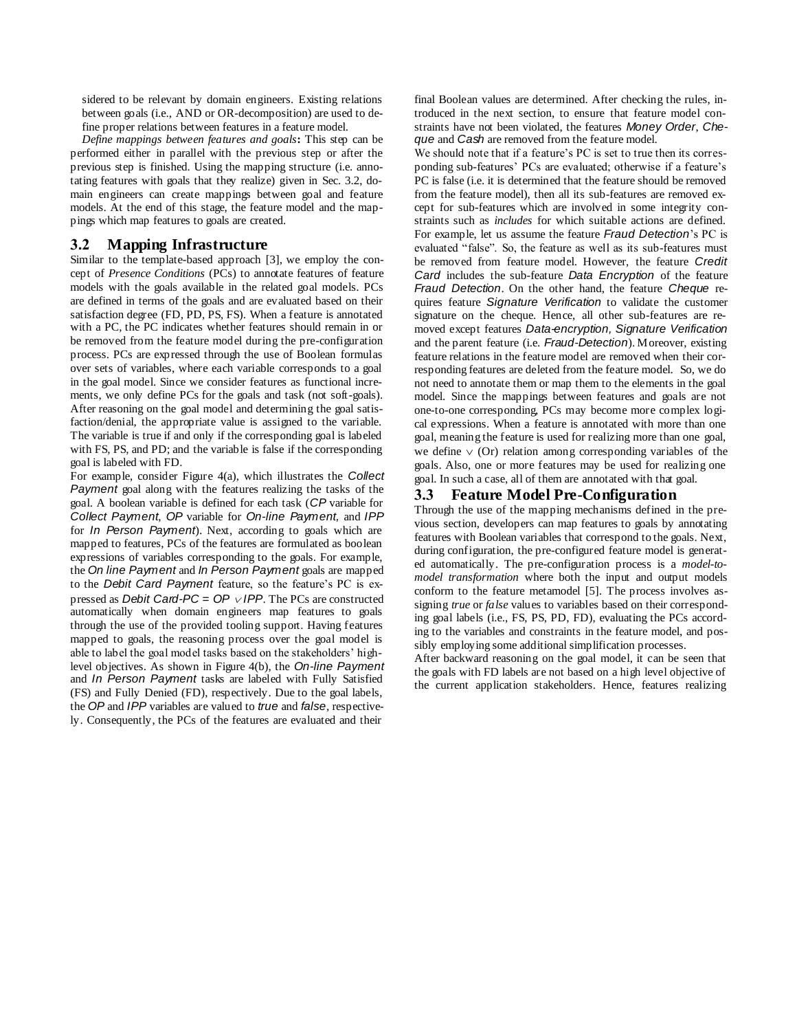sidered to be relevant by domain engineers. Existing relations between goals (i.e., AND or OR-decomposition) are used to define proper relations between features in a feature model.

*Define mappings between features and goals*: This step can be performed either in parallel with the previous step or after the previous step is finished. Using the mapping structure (i.e. annotating features with goals that they realize) given in Sec. 3.2, domain engineers can create mappings between goal and feature models. At the end of this stage, the feature model and the mappings which map features to goals are created.

## 3.2 Mapping Infrastructure

Similar to the template-based approach [3], we employ the concept of *Presence Conditions* (PCs) to annotate features of feature models with the goals available in the related goal models. PCs are defined in terms of the goals and are evaluated based on their satisfaction degree (FD, PD, PS, FS). When a feature is annotated with a PC, the PC indicates whether features should remain in or be removed from the feature model during the pre-configuration process. PCs are expressed through the use of Boolean formulas over sets of variables, where each variable corresponds to a goal in the goal model. Since we consider features as functional increments, we only define PCs for the goals and task (not soft-goals). After reasoning on the goal model and determining the goal satisfaction/denial, the appropriate value is assigned to the variable. The variable is true if and only if the corresponding goal is labeled with FS, PS, and PD; and the variable is false if the corresponding goal is labeled with FD.

For example, consider Figure 4(a), which illustrates the *Collect Payment* goal along with the features realizing the tasks of the goal. A boolean variable is defined for each task (*CP* variable for *Collect Payment*, *OP* variable for *On-line Payment*, and *IPP* for *In Person Payment*). Next, according to goals which are mapped to features, PCs of the features are formulated as boolean expressions of variables corresponding to the goals. For example, the *On line Payment* and *In Person Payment* goals are mapped to the *Debit Card Payment* feature, so the feature's PC is expressed as *Debit Card-PC* = $OP \vee IPP$. The PCs are constructed automatically when domain engineers map features to goals through the use of the provided tooling support. Having features mapped to goals, the reasoning process over the goal model is able to label the goal model tasks based on the stakeholders' high-level objectives. As shown in Figure 4(b), the *On-line Payment* and *In Person Payment* tasks are labeled with Fully Satisfied (FS) and Fully Denied (FD), respectively. Due to the goal labels, the *OP* and *IPP* variables are valued to *true* and *false*, respectively. Consequently, the PCs of the features are evaluated and their final Boolean values are determined. After checking the rules, introduced in the next section, to ensure that feature model constraints have not been violated, the features *Money Order*, *Cheque* and *Cash* are removed from the feature model.

We should note that if a feature's PC is set to true then its corresponding sub-features' PCs are evaluated; otherwise if a feature's PC is false (i.e. it is determined that the feature should be removed from the feature model), then all its sub-features are removed except for sub-features which are involved in some integrity constraints such as *includes* for which suitable actions are defined. For example, let us assume the feature *Fraud Detection*'s PC is evaluated "false". So, the feature as well as its sub-features must be removed from feature model. However, the feature *Credit Card* includes the sub-feature *Data Encryption* of the feature *Fraud Detection*. On the other hand, the feature *Cheque* requires feature *Signature Verification* to validate the customer signature on the cheque. Hence, all other sub-features are removed except features *Data-encryption, Signature Verification* and the parent feature (i.e. *Fraud-Detection*). Moreover, existing feature relations in the feature model are removed when their corresponding features are deleted from the feature model. So, we do not need to annotate them or map them to the elements in the goal model. Since the mappings between features and goals are not one-to-one corresponding, PCs may become more complex logical expressions. When a feature is annotated with more than one goal, meaning the feature is used for realizing more than one goal, we define $\vee$ (Or) relation among corresponding variables of the goals. Also, one or more features may be used for realizing one goal. In such a case, all of them are annotated with that goal.

## 3.3 Feature Model Pre-Configuration

Through the use of the mapping mechanisms defined in the previous section, developers can map features to goals by annotating features with Boolean variables that correspond to the goals. Next, during configuration, the pre-configured feature model is generated automatically. The pre-configuration process is a *model-to-model transformation* where both the input and output models conform to the feature metamodel [5]. The process involves assigning *true* or *false* values to variables based on their corresponding goal labels (i.e., FS, PS, PD, FD), evaluating the PCs according to the variables and constraints in the feature model, and possibly employing some additional simplification processes.

After backward reasoning on the goal model, it can be seen that the goals with FD labels are not based on a high level objective of the current application stakeholders. Hence, features realizing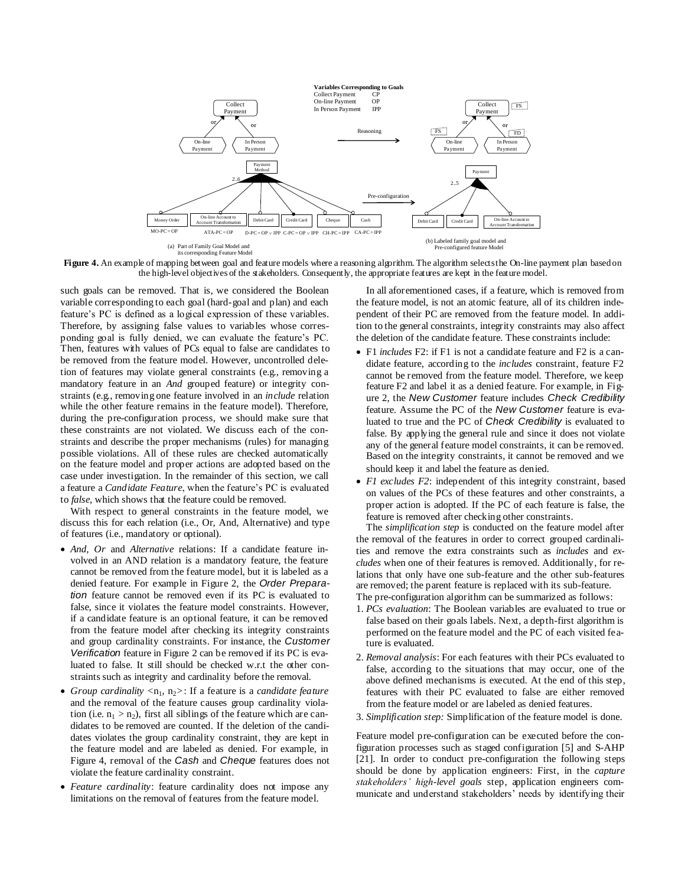**Figure 4.** An example of mapping between goal and feature models where a reasoning algorithm. The algorithm selects the On-line payment plan based on the high-level objectives of the stakeholders. Consequently, the appropriate features are kept in the feature model.

such goals can be removed. That is, we considered the Boolean variable corresponding to each goal (hard-goal and plan) and each feature's PC is defined as a logical expression of these variables. Therefore, by assigning false values to variables whose corresponding goal is fully denied, we can evaluate the feature's PC. Then, features with values of PCs equal to false are candidates to be removed from the feature model. However, uncontrolled deletion of features may violate general constraints (e.g., removing a mandatory feature in an *And* grouped feature) or integrity constraints (e.g., removing one feature involved in an *include* relation while the other feature remains in the feature model). Therefore, during the pre-configuration process, we should make sure that these constraints are not violated. We discuss each of the constraints and describe the proper mechanisms (rules) for managing possible violations. All of these rules are checked automatically on the feature model and proper actions are adopted based on the case under investigation. In the remainder of this section, we call a feature a *Candidate Feature*, when the feature's PC is evaluated to *false*, which shows that the feature could be removed.

With respect to general constraints in the feature model, we discuss this for each relation (i.e., Or, And, Alternative) and type of features (i.e., mandatory or optional).

- *And, Or* and *Alternative* relations: If a candidate feature involved in an AND relation is a mandatory feature, the feature cannot be removed from the feature model, but it is labeled as a denied feature. For example in Figure 2, the *Order Preparation* feature cannot be removed even if its PC is evaluated to false, since it violates the feature model constraints. However, if a candidate feature is an optional feature, it can be removed from the feature model after checking its integrity constraints and group cardinality constraints. For instance, the *Customer Verification* feature in Figure 2 can be removed if its PC is evaluated to false. It still should be checked w.r.t the other constraints such as integrity and cardinality before the removal.
- *Group cardinality* $<n_1, n_2>$: If a feature is a *candidate feature* and the removal of the feature causes group cardinality violation (i.e. $n_1 > n_2$), first all siblings of the feature which are candidates to be removed are counted. If the deletion of the candidates violates the group cardinality constraint, they are kept in the feature model and are labeled as denied. For example, in Figure 4, removal of the *Cash* and *Cheque* features does not violate the feature cardinality constraint.
- *Feature cardinality*: feature cardinality does not impose any limitations on the removal of features from the feature model.

In all aforementioned cases, if a feature, which is removed from the feature model, is not an atomic feature, all of its children independent of their PC are removed from the feature model. In addition to the general constraints, integrity constraints may also affect the deletion of the candidate feature. These constraints include:

- F1 *includes* F2: if F1 is not a candidate feature and F2 is a candidate feature, according to the *includes* constraint, feature F2 cannot be removed from the feature model. Therefore, we keep feature F2 and label it as a denied feature. For example, in Figure 2, the *New Customer* feature includes *Check Credibility* feature. Assume the PC of the *New Customer* feature is evaluated to true and the PC of *Check Credibility* is evaluated to false. By applying the general rule and since it does not violate any of the general feature model constraints, it can be removed. Based on the integrity constraints, it cannot be removed and we should keep it and label the feature as denied.
- *F1 excludes F2*: independent of this integrity constraint, based on values of the PCs of these features and other constraints, a proper action is adopted. If the PC of each feature is false, the feature is removed after checking other constraints.

The *simplification step* is conducted on the feature model after the removal of the features in order to correct grouped cardinalities and remove the extra constraints such as *includes* and *excludes* when one of their features is removed. Additionally, for relations that only have one sub-feature and the other sub-features are removed; the parent feature is replaced with its sub-feature. The pre-configuration algorithm can be summarized as follows:

1. *PCs evaluation*: The Boolean variables are evaluated to true or false based on their goals labels. Next, a depth-first algorithm is performed on the feature model and the PC of each visited feature is evaluated.
2. *Removal analysis*: For each features with their PCs evaluated to false, according to the situations that may occur, one of the above defined mechanisms is executed. At the end of this step, features with their PC evaluated to false are either removed from the feature model or are labeled as denied features.
3. *Simplification step:* Simplification of the feature model is done.

Feature model pre-configuration can be executed before the configuration processes such as staged configuration [5] and S-AHP [21]. In order to conduct pre-configuration the following steps should be done by application engineers: First, in the *capture stakeholders' high-level goals* step, application engineers communicate and understand stakeholders' needs by identifying their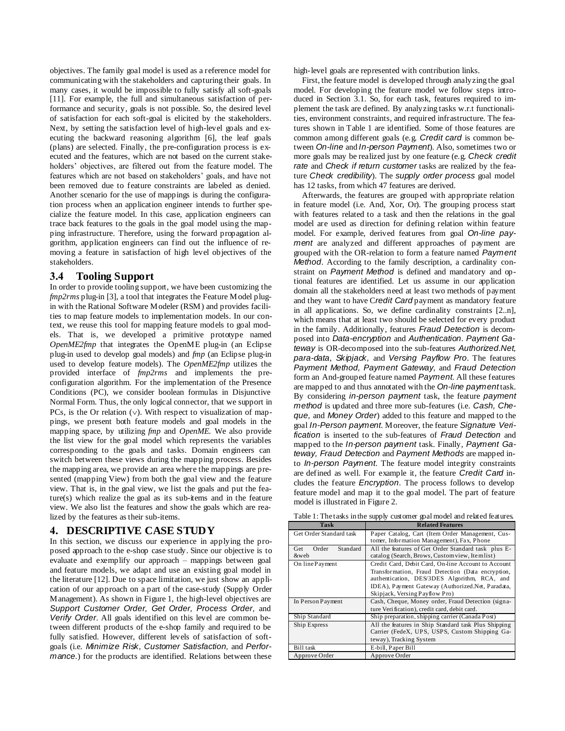objectives. The family goal model is used as a reference model for communicating with the stakeholders and capturing their goals. In many cases, it would be impossible to fully satisfy all soft-goals [11]. For example, the full and simultaneous satisfaction of performance and security, goals is not possible. So, the desired level of satisfaction for each soft-goal is elicited by the stakeholders. Next, by setting the satisfaction level of high-level goals and executing the backward reasoning algorithm [6], the leaf goals (plans) are selected. Finally, the pre-configuration process is executed and the features, which are not based on the current stakeholders' objectives, are filtered out from the feature model. The features which are not based on stakeholders' goals, and have not been removed due to feature constraints are labeled as denied. Another scenario for the use of mappings is during the configuration process when an application engineer intends to further specialize the feature model. In this case, application engineers can trace back features to the goals in the goal model using the mapping infrastructure. Therefore, using the forward propagation algorithm, application engineers can find out the influence of removing a feature in satisfaction of high level objectives of the stakeholders.

### 3.4 Tooling Support

In order to provide tooling support, we have been customizing the *fmp2rms* plug-in [3], a tool that integrates the Feature Model plug-in with the Rational Software Modeler (RSM) and provides facilities to map feature models to implementation models. In our context, we reuse this tool for mapping feature models to goal models. That is, we developed a primitive prototype named *OpenME2fmp* that integrates the OpenME plug-in (an Eclipse plug-in used to develop goal models) and *fmp* (an Eclipse plug-in used to develop feature models). The *OpenME2fmp* utilizes the provided interface of *fmp2rms* and implements the pre-configuration algorithm. For the implementation of the Presence Conditions (PC), we consider boolean formulas in Disjunctive Normal Form. Thus, the only logical connector, that we support in PCs, is the Or relation ($\vee$). With respect to visualization of mappings, we present both feature models and goal models in the mapping space, by utilizing *fmp* and *OpenME.* We also provide the list view for the goal model which represents the variables corresponding to the goals and tasks. Domain engineers can switch between these views during the mapping process. Besides the mapping area, we provide an area where the mappings are presented (mapping View) from both the goal view and the feature view. That is, in the goal view, we list the goals and put the feature(s) which realize the goal as its sub-items and in the feature view. We also list the features and show the goals which are realized by the features as their sub-items.

## 4. DESCRIPTIVE CASE STUDY

In this section, we discuss our experience in applying the proposed approach to the e-shop case study. Since our objective is to evaluate and exemplify our approach – mappings between goal and feature models, we adapt and use an existing goal model in the literature [12]. Due to space limitation, we just show an application of our approach on a part of the case-study (Supply Order Management). As shown in Figure 1, the high-level objectives are *Support Customer Order, Get Order, Process Order,* and *Verify Order*. All goals identified on this level are common between different products of the e-shop family and required to be fully satisfied. However, different levels of satisfaction of soft-goals (i.e. *Minimize Risk, Customer Satisfaction,* and *Performance.*) for the products are identified. Relations between these high-level goals are represented with contribution links.

First, the feature model is developed through analyzing the goal model. For developing the feature model we follow steps introduced in Section 3.1. So, for each task, features required to implement the task are defined. By analyzing tasks w.r.t functionalities, environment constraints, and required infrastructure. The features shown in Table 1 are identified. Some of those features are common among different goals (e.g. *Credit card* is common between *On-line* and *In-person Payment*). Also, sometimes two or more goals may be realized just by one feature (e.g. *Check credit rate* and *Check if return customer* tasks are realized by the feature *Check credibility*). The *supply order process* goal model has 12 tasks, from which 47 features are derived.

Afterwards, the features are grouped with appropriate relation in feature model (i.e. And, Xor, Or). The grouping process start with features related to a task and then the relations in the goal model are used as direction for defining relation within feature model. For example, derived features from goal *On-line payment* are analyzed and different approaches of payment are grouped with the OR-relation to form a feature named *Payment Method*. According to the family description, a cardinality constraint on *Payment Method* is defined and mandatory and optional features are identified. Let us assume in our application domain all the stakeholders need at least two methods of payment and they want to have C*redit Card* payment as mandatory feature in all applications. So, we define cardinality constraints [2..n], which means that at least two should be selected for every product in the family. Additionally, features *Fraud Detection* is decomposed into *Data-encryption* and *Authentication*. *Payment Gateway* is OR-decomposed into the sub-features *Authorized.Net, para-data, Skipjack,* and *Versing Payflow Pro*. The features *Payment Method, Payment Gateway,* and *Fraud Detection* form an And-grouped feature named *Payment*. All these features are mapped to and thus annotated with the *On-line payment* task. By considering *in-person payment* task, the feature *payment method* is updated and three more sub-features (i.e. *Cash, Cheque,* and *Money Order*) added to this feature and mapped to the goal *In-Person payment*. Moreover, the feature *Signature Verification* is inserted to the sub-features of *Fraud Detection* and mapped to the *In-person payment* task. Finally, *Payment Gateway, Fraud Detection* and *Payment Methods* are mapped into *In-person Payment*. The feature model integrity constraints are defined as well. For example it, the feature *Credit Card* includes the feature *Encryption*. The process follows to develop feature model and map it to the goal model. The part of feature model is illustrated in Figure 2.

Table 1: The tasks in the supply customer goal model and related features.

| Task | Related Features |
|---|---|
| Get Order Standard task | Paper Catalog, Cart (Item Order Management, Customer, Information Management), Fax, Phone |
| Get Order Standard &web | All the features of Get Order Standard task plus E-catalog (Search, Brows, Custom view, Item list) |
| On line Payment | Credit Card, Debit Card, On-line Account to Account Transformation, Fraud Detection (Data encryption, authentication, DES/3DES Algorithm, RCA, and IDEA), Payment Gateway (Authorized.Net, Paradata, Skipjack, Versing Payflow Pro) |
| In Person Payment | Cash, Cheque, Money order, Fraud Detection (signature Verification), credit card, debit card. |
| Ship Standard | Ship preparation, shipping carrier (Canada Post) |
| Ship Express | All the features in Ship Standard task Plus Shipping Carrier (FedeX, UPS, USPS, Custom Shipping Gateway), Tracking System |
| Bill task | E-bill, Paper Bill |
| Approve Order | Approve Order |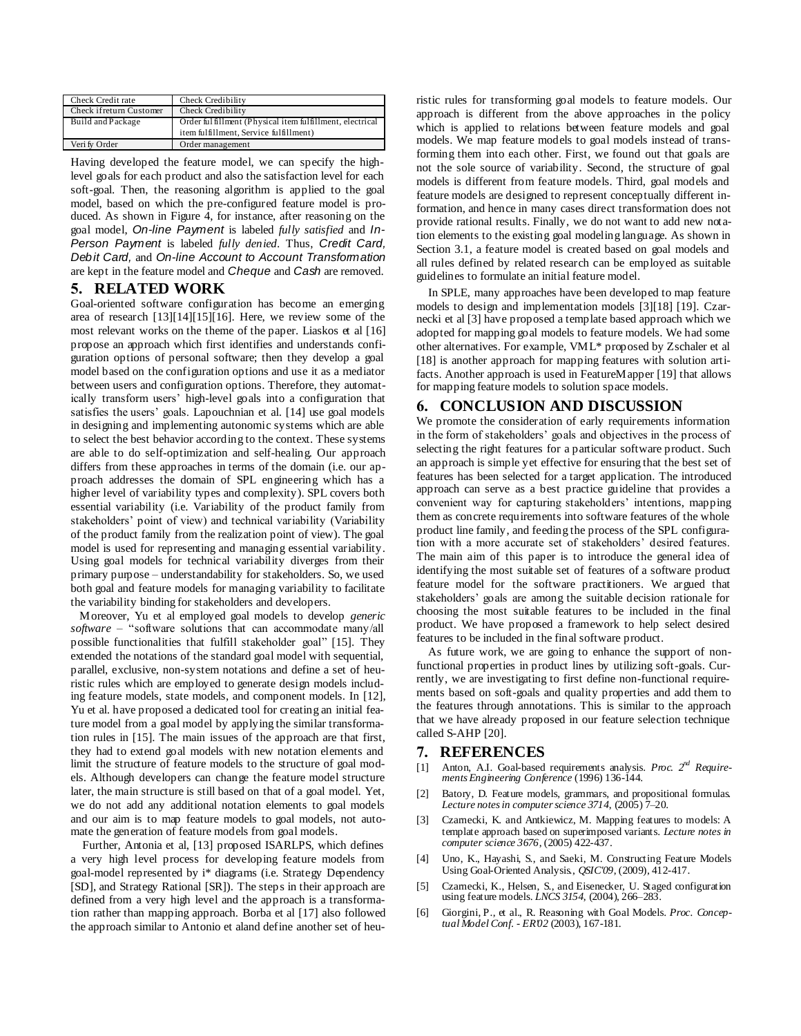| Check Credit rate | Check Credibility |
|---|---|
| Check if return Customer | Check Credibility |
| Build and Package | Order fulfillment (Physical item fulfillment, electrical item fulfillment, Service fulfillment) |
| Verify Order | Order management |

Having developed the feature model, we can specify the high-level goals for each product and also the satisfaction level for each soft-goal. Then, the reasoning algorithm is applied to the goal model, based on which the pre-configured feature model is produced. As shown in Figure 4, for instance, after reasoning on the goal model, *On-line Payment* is labeled *fully satisfied* and *In-Person Payment* is labeled *fully denied*. Thus, *Credit Card, Debit Card,* and *On-line Account to Account Transformation* are kept in the feature model and *Cheque* and *Cash* are removed.

## 5. RELATED WORK

Goal-oriented software configuration has become an emerging area of research [13][14][15][16]. Here, we review some of the most relevant works on the theme of the paper. Liaskos et al [16] propose an approach which first identifies and understands configuration options of personal software; then they develop a goal model based on the configuration options and use it as a mediator between users and configuration options. Therefore, they automatically transform users' high-level goals into a configuration that satisfies the users' goals. Lapouchnian et al. [14] use goal models in designing and implementing autonomic systems which are able to select the best behavior according to the context. These systems are able to do self-optimization and self-healing. Our approach differs from these approaches in terms of the domain (i.e. our approach addresses the domain of SPL engineering which has a higher level of variability types and complexity). SPL covers both essential variability (i.e. Variability of the product family from stakeholders' point of view) and technical variability (Variability of the product family from the realization point of view). The goal model is used for representing and managing essential variability. Using goal models for technical variability diverges from their primary purpose – understandability for stakeholders. So, we used both goal and feature models for managing variability to facilitate the variability binding for stakeholders and developers.

Moreover, Yu et al employed goal models to develop *generic software* – "software solutions that can accommodate many/all possible functionalities that fulfill stakeholder goal" [15]. They extended the notations of the standard goal model with sequential, parallel, exclusive, non-system notations and define a set of heuristic rules which are employed to generate design models including feature models, state models, and component models. In [12], Yu et al. have proposed a dedicated tool for creating an initial feature model from a goal model by applying the similar transformation rules in [15]. The main issues of the approach are that first, they had to extend goal models with new notation elements and limit the structure of feature models to the structure of goal models. Although developers can change the feature model structure later, the main structure is still based on that of a goal model. Yet, we do not add any additional notation elements to goal models and our aim is to map feature models to goal models, not automate the generation of feature models from goal models.

Further, Antonia et al, [13] proposed ISARLPS, which defines a very high level process for developing feature models from goal-model represented by i* diagrams (i.e. Strategy Dependency [SD], and Strategy Rational [SR]). The steps in their approach are defined from a very high level and the approach is a transformation rather than mapping approach. Borba et al [17] also followed the approach similar to Antonio et aland define another set of heuristic rules for transforming goal models to feature models. Our approach is different from the above approaches in the policy which is applied to relations between feature models and goal models. We map feature models to goal models instead of transforming them into each other. First, we found out that goals are not the sole source of variability. Second, the structure of goal models is different from feature models. Third, goal models and feature models are designed to represent conceptually different information, and hence in many cases direct transformation does not provide rational results. Finally, we do not want to add new notation elements to the existing goal modeling language. As shown in Section 3.1, a feature model is created based on goal models and all rules defined by related research can be employed as suitable guidelines to formulate an initial feature model.

In SPLE, many approaches have been developed to map feature models to design and implementation models [3][18] [19]. Czarnecki et al [3] have proposed a template based approach which we adopted for mapping goal models to feature models. We had some other alternatives. For example, VML* proposed by Zschaler et al [18] is another approach for mapping features with solution artifacts. Another approach is used in FeatureMapper [19] that allows for mapping feature models to solution space models.

## 6. CONCLUSION AND DISCUSSION

We promote the consideration of early requirements information in the form of stakeholders' goals and objectives in the process of selecting the right features for a particular software product. Such an approach is simple yet effective for ensuring that the best set of features has been selected for a target application. The introduced approach can serve as a best practice guideline that provides a convenient way for capturing stakeholders' intentions, mapping them as concrete requirements into software features of the whole product line family, and feeding the process of the SPL configuration with a more accurate set of stakeholders' desired features. The main aim of this paper is to introduce the general idea of identifying the most suitable set of features of a software product feature model for the software practitioners. We argued that stakeholders' goals are among the suitable decision rationale for choosing the most suitable features to be included in the final product. We have proposed a framework to help select desired features to be included in the final software product.

As future work, we are going to enhance the support of non-functional properties in product lines by utilizing soft-goals. Currently, we are investigating to first define non-functional requirements based on soft-goals and quality properties and add them to the features through annotations. This is similar to the approach that we have already proposed in our feature selection technique called S-AHP [20].

## 7. REFERENCES

[1] Anton, A.I. Goal-based requirements analysis. *Proc. 2nd Requirements Engineering Conference* (1996) 136-144.

[2] Batory, D. Feature models, grammars, and propositional formulas. *Lecture notes in computer science 3714*, (2005) 7–20.

[3] Czarnecki, K. and Antkiewicz, M. Mapping features to models: A template approach based on superimposed variants. *Lecture notes in computer science 3676*, (2005) 422-437.

[4] Uno, K., Hayashi, S., and Saeki, M. Constructing Feature Models Using Goal-Oriented Analysis., *QSIC'09*, (2009), 412-417.

[5] Czarnecki, K., Helsen, S., and Eisenecker, U. Staged configuration using feature models. *LNCS 3154*, (2004), 266–283.

[6] Giorgini, P., et al., R. Reasoning with Goal Models. *Proc. Conceptual Model Conf. - ER'02* (2003), 167-181.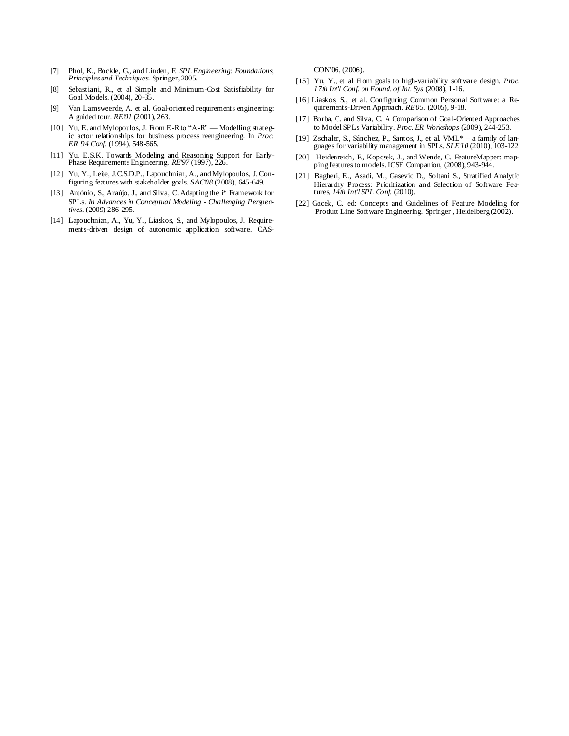[7] Phol, K., Bockle, G., and Linden, F. *SPL Engineering: Foundations, Principles and Techniques.* Springer, 2005.

[8] Sebastiani, R., et al Simple and Minimum-Cost Satisfiability for Goal Models. (2004), 20-35.

[9] Van Lamsweerde, A. et al. Goal-oriented requirements engineering: A guided tour. *RE'01* (2001), 263.

[10] Yu, E. and Mylopoulos, J. From E-R to "A-R" — Modelling strategic actor relationships for business process reengineering. In *Proc. ER '94 Conf.* (1994), 548-565.

[11] Yu, E.S.K. Towards Modeling and Reasoning Support for Early-Phase Requirements Engineering. *RE'97* (1997), 226.

[12] Yu, Y., Leite, J.C.S.D.P., Lapouchnian, A., and Mylopoulos, J. Configuring features with stakeholder goals. *SAC'08* (2008), 645-649.

[13] António, S., Araújo, J., and Silva, C. Adapting the i* Framework for SPLs. *In Advances in Conceptual Modeling - Challenging Perspectives.* (2009) 286-295.

[14] Lapouchnian, A., Yu, Y., Liaskos, S., and Mylopoulos, J. Requirements-driven design of autonomic application software. CASCON'06, (2006).

[15] Yu, Y., et al From goals to high-variability software design. *Proc. 17th Int'l Conf. on Found. of Int. Sys* (2008), 1-16.

[16] Liaskos, S., et al. Configuring Common Personal Software: a Requirements-Driven Approach. *RE'05.* (2005), 9-18.

[17] Borba, C. and Silva, C. A Comparison of Goal-Oriented Approaches to Model SPLs Variability. *Proc. ER Workshops* (2009), 244-253.

[19] Zschaler, S., Sánchez, P., Santos, J., et al. VML* – a family of languages for variability management in SPLs. *SLE'10* (2010), 103-122

[20] Heidenreich, F., Kopcsek, J., and Wende, C. FeatureMapper: mapping features to models. ICSE Companion, (2008), 943-944.

[21] Bagheri, E., Asadi, M., Gasevic D., Soltani S., Stratified Analytic Hierarchy Process: Prioritization and Selection of Software Features, *14th Int'l SPL Conf.* (2010).

[22] Gacek, C. ed: Concepts and Guidelines of Feature Modeling for Product Line Software Engineering. Springer , Heidelberg (2002).